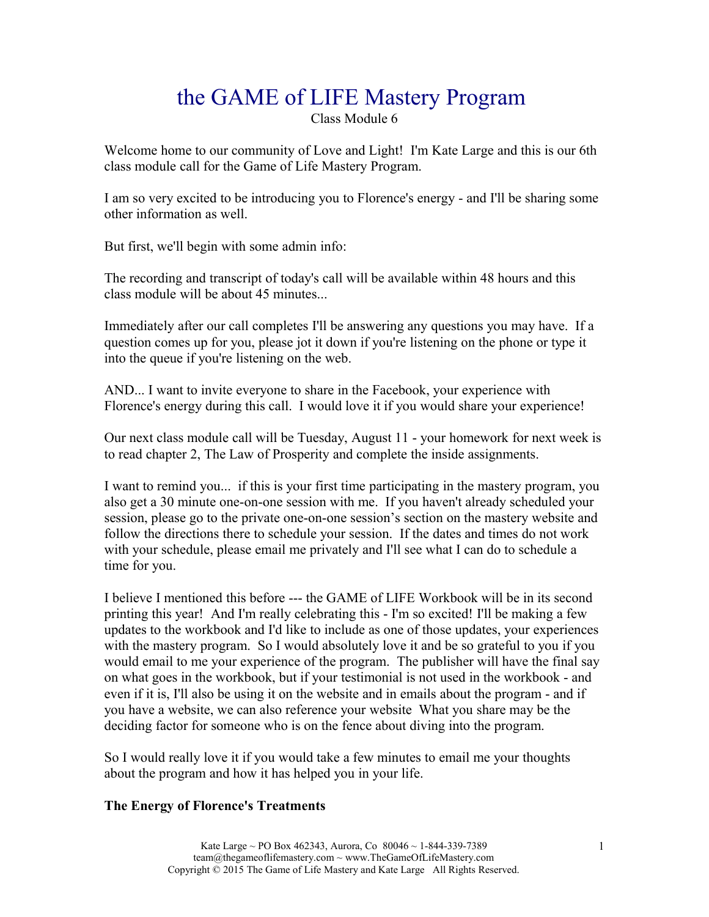# the GAME of LIFE Mastery Program

Class Module 6

Welcome home to our community of Love and Light! I'm Kate Large and this is our 6th class module call for the Game of Life Mastery Program.

I am so very excited to be introducing you to Florence's energy - and I'll be sharing some other information as well.

But first, we'll begin with some admin info:

The recording and transcript of today's call will be available within 48 hours and this class module will be about 45 minutes...

Immediately after our call completes I'll be answering any questions you may have. If a question comes up for you, please jot it down if you're listening on the phone or type it into the queue if you're listening on the web.

AND... I want to invite everyone to share in the Facebook, your experience with Florence's energy during this call. I would love it if you would share your experience!

Our next class module call will be Tuesday, August 11 - your homework for next week is to read chapter 2, The Law of Prosperity and complete the inside assignments.

I want to remind you... if this is your first time participating in the mastery program, you also get a 30 minute one-on-one session with me. If you haven't already scheduled your session, please go to the private one-on-one session's section on the mastery website and follow the directions there to schedule your session. If the dates and times do not work with your schedule, please email me privately and I'll see what I can do to schedule a time for you.

I believe I mentioned this before --- the GAME of LIFE Workbook will be in its second printing this year! And I'm really celebrating this - I'm so excited! I'll be making a few updates to the workbook and I'd like to include as one of those updates, your experiences with the mastery program. So I would absolutely love it and be so grateful to you if you would email to me your experience of the program. The publisher will have the final say on what goes in the workbook, but if your testimonial is not used in the workbook - and even if it is, I'll also be using it on the website and in emails about the program - and if you have a website, we can also reference your website What you share may be the deciding factor for someone who is on the fence about diving into the program.

So I would really love it if you would take a few minutes to email me your thoughts about the program and how it has helped you in your life.

**The Energy of Florence's Treatments**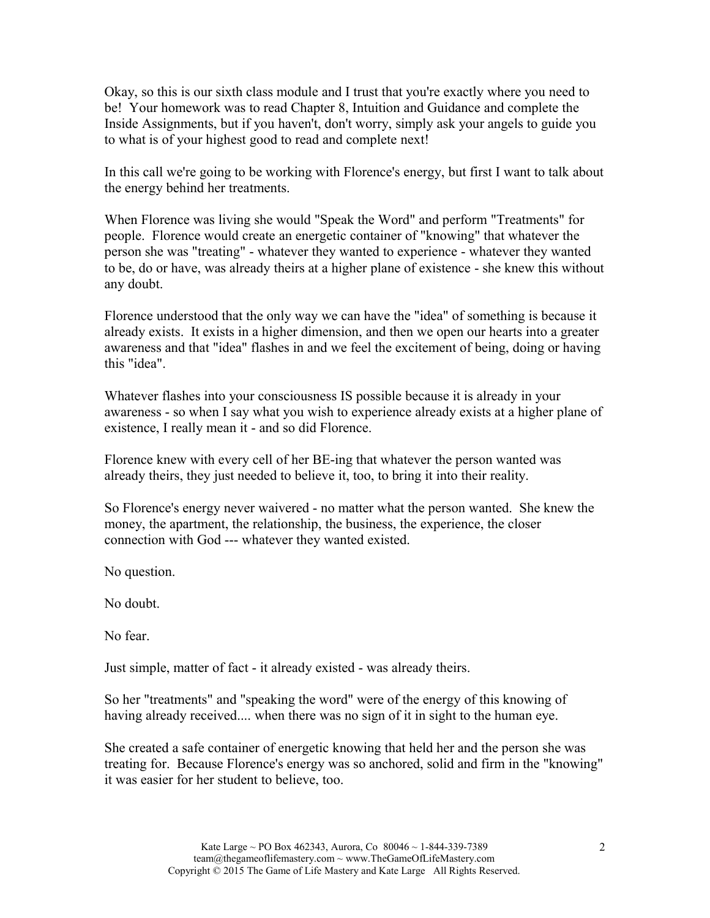Okay, so this is our sixth class module and I trust that you're exactly where you need to be! Your homework was to read Chapter 8, Intuition and Guidance and complete the Inside Assignments, but if you haven't, don't worry, simply ask your angels to guide you to what is of your highest good to read and complete next!

In this call we're going to be working with Florence's energy, but first I want to talk about the energy behind her treatments.

When Florence was living she would "Speak the Word" and perform "Treatments" for people. Florence would create an energetic container of "knowing" that whatever the person she was "treating" - whatever they wanted to experience - whatever they wanted to be, do or have, was already theirs at a higher plane of existence - she knew this without any doubt.

Florence understood that the only way we can have the "idea" of something is because it already exists. It exists in a higher dimension, and then we open our hearts into a greater awareness and that "idea" flashes in and we feel the excitement of being, doing or having this "idea".

Whatever flashes into your consciousness IS possible because it is already in your awareness - so when I say what you wish to experience already exists at a higher plane of existence, I really mean it - and so did Florence.

Florence knew with every cell of her BE-ing that whatever the person wanted was already theirs, they just needed to believe it, too, to bring it into their reality.

So Florence's energy never waivered - no matter what the person wanted. She knew the money, the apartment, the relationship, the business, the experience, the closer connection with God --- whatever they wanted existed.

No question.

No doubt.

No fear.

Just simple, matter of fact - it already existed - was already theirs.

So her "treatments" and "speaking the word" were of the energy of this knowing of having already received.... when there was no sign of it in sight to the human eye.

She created a safe container of energetic knowing that held her and the person she was treating for. Because Florence's energy was so anchored, solid and firm in the "knowing" it was easier for her student to believe, too.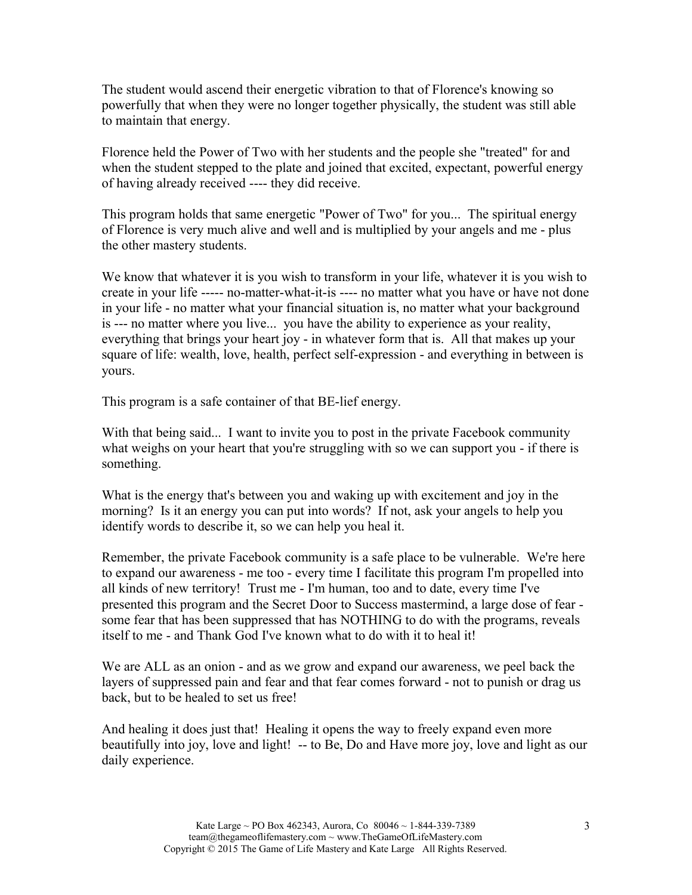The student would ascend their energetic vibration to that of Florence's knowing so powerfully that when they were no longer together physically, the student was still able to maintain that energy.

Florence held the Power of Two with her students and the people she "treated" for and when the student stepped to the plate and joined that excited, expectant, powerful energy of having already received ---- they did receive.

This program holds that same energetic "Power of Two" for you... The spiritual energy of Florence is very much alive and well and is multiplied by your angels and me - plus the other mastery students.

We know that whatever it is you wish to transform in your life, whatever it is you wish to create in your life ----- no-matter-what-it-is ---- no matter what you have or have not done in your life - no matter what your financial situation is, no matter what your background is --- no matter where you live... you have the ability to experience as your reality, everything that brings your heart joy - in whatever form that is. All that makes up your square of life: wealth, love, health, perfect self-expression - and everything in between is yours.

This program is a safe container of that BE-lief energy.

With that being said... I want to invite you to post in the private Facebook community what weighs on your heart that you're struggling with so we can support you - if there is something.

What is the energy that's between you and waking up with excitement and joy in the morning? Is it an energy you can put into words? If not, ask your angels to help you identify words to describe it, so we can help you heal it.

Remember, the private Facebook community is a safe place to be vulnerable. We're here to expand our awareness - me too - every time I facilitate this program I'm propelled into all kinds of new territory! Trust me - I'm human, too and to date, every time I've presented this program and the Secret Door to Success mastermind, a large dose of fear - some fear that has been suppressed that has NOTHING to do with the programs, reveals itself to me - and Thank God I've known what to do with it to heal it!

We are ALL as an onion - and as we grow and expand our awareness, we peel back the layers of suppressed pain and fear and that fear comes forward - not to punish or drag us back, but to be healed to set us free!

And healing it does just that! Healing it opens the way to freely expand even more beautifully into joy, love and light! -- to Be, Do and Have more joy, love and light as our daily experience.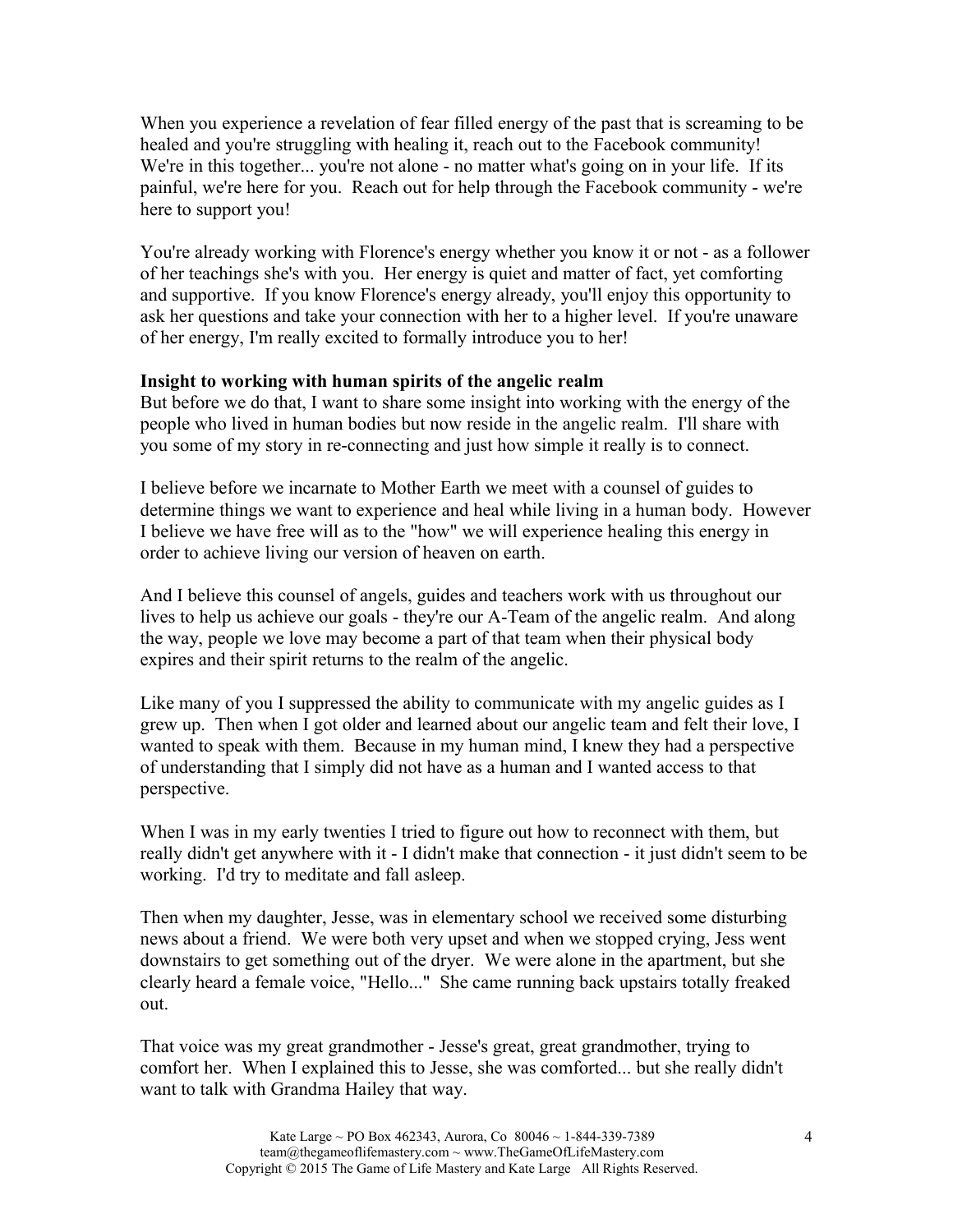When you experience a revelation of fear filled energy of the past that is screaming to be healed and you're struggling with healing it, reach out to the Facebook community! We're in this together... you're not alone - no matter what's going on in your life. If its painful, we're here for you. Reach out for help through the Facebook community - we're here to support you!

You're already working with Florence's energy whether you know it or not - as a follower of her teachings she's with you. Her energy is quiet and matter of fact, yet comforting and supportive. If you know Florence's energy already, you'll enjoy this opportunity to ask her questions and take your connection with her to a higher level. If you're unaware of her energy, I'm really excited to formally introduce you to her!

**Insight to working with human spirits of the angelic realm**

But before we do that, I want to share some insight into working with the energy of the people who lived in human bodies but now reside in the angelic realm. I'll share with you some of my story in re-connecting and just how simple it really is to connect.

I believe before we incarnate to Mother Earth we meet with a counsel of guides to determine things we want to experience and heal while living in a human body. However I believe we have free will as to the "how" we will experience healing this energy in order to achieve living our version of heaven on earth.

And I believe this counsel of angels, guides and teachers work with us throughout our lives to help us achieve our goals - they're our A-Team of the angelic realm. And along the way, people we love may become a part of that team when their physical body expires and their spirit returns to the realm of the angelic.

Like many of you I suppressed the ability to communicate with my angelic guides as I grew up. Then when I got older and learned about our angelic team and felt their love, I wanted to speak with them. Because in my human mind, I knew they had a perspective of understanding that I simply did not have as a human and I wanted access to that perspective.

When I was in my early twenties I tried to figure out how to reconnect with them, but really didn't get anywhere with it - I didn't make that connection - it just didn't seem to be working. I'd try to meditate and fall asleep.

Then when my daughter, Jesse, was in elementary school we received some disturbing news about a friend. We were both very upset and when we stopped crying, Jess went downstairs to get something out of the dryer. We were alone in the apartment, but she clearly heard a female voice, "Hello..." She came running back upstairs totally freaked out.

That voice was my great grandmother - Jesse's great, great grandmother, trying to comfort her. When I explained this to Jesse, she was comforted... but she really didn't want to talk with Grandma Hailey that way.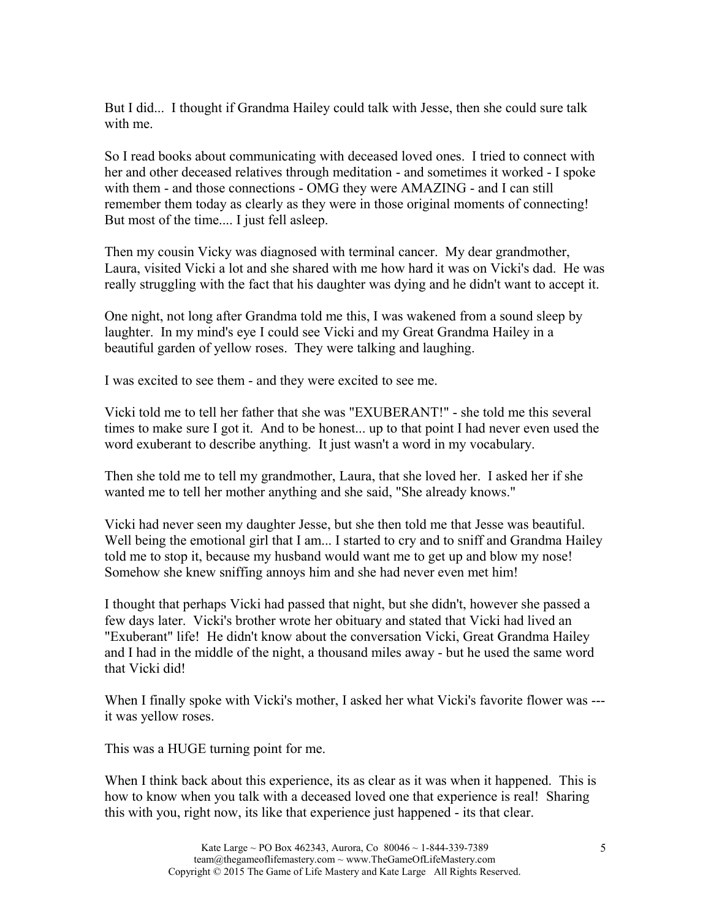But I did... I thought if Grandma Hailey could talk with Jesse, then she could sure talk with me.

So I read books about communicating with deceased loved ones. I tried to connect with her and other deceased relatives through meditation - and sometimes it worked - I spoke with them - and those connections - OMG they were AMAZING - and I can still remember them today as clearly as they were in those original moments of connecting! But most of the time.... I just fell asleep.

Then my cousin Vicky was diagnosed with terminal cancer. My dear grandmother, Laura, visited Vicki a lot and she shared with me how hard it was on Vicki's dad. He was really struggling with the fact that his daughter was dying and he didn't want to accept it.

One night, not long after Grandma told me this, I was wakened from a sound sleep by laughter. In my mind's eye I could see Vicki and my Great Grandma Hailey in a beautiful garden of yellow roses. They were talking and laughing.

I was excited to see them - and they were excited to see me.

Vicki told me to tell her father that she was "EXUBERANT!" - she told me this several times to make sure I got it. And to be honest... up to that point I had never even used the word exuberant to describe anything. It just wasn't a word in my vocabulary.

Then she told me to tell my grandmother, Laura, that she loved her. I asked her if she wanted me to tell her mother anything and she said, "She already knows."

Vicki had never seen my daughter Jesse, but she then told me that Jesse was beautiful. Well being the emotional girl that I am... I started to cry and to sniff and Grandma Hailey told me to stop it, because my husband would want me to get up and blow my nose! Somehow she knew sniffing annoys him and she had never even met him!

I thought that perhaps Vicki had passed that night, but she didn't, however she passed a few days later. Vicki's brother wrote her obituary and stated that Vicki had lived an "Exuberant" life! He didn't know about the conversation Vicki, Great Grandma Hailey and I had in the middle of the night, a thousand miles away - but he used the same word that Vicki did!

When I finally spoke with Vicki's mother, I asked her what Vicki's favorite flower was --- it was yellow roses.

This was a HUGE turning point for me.

When I think back about this experience, its as clear as it was when it happened. This is how to know when you talk with a deceased loved one that experience is real! Sharing this with you, right now, its like that experience just happened - its that clear.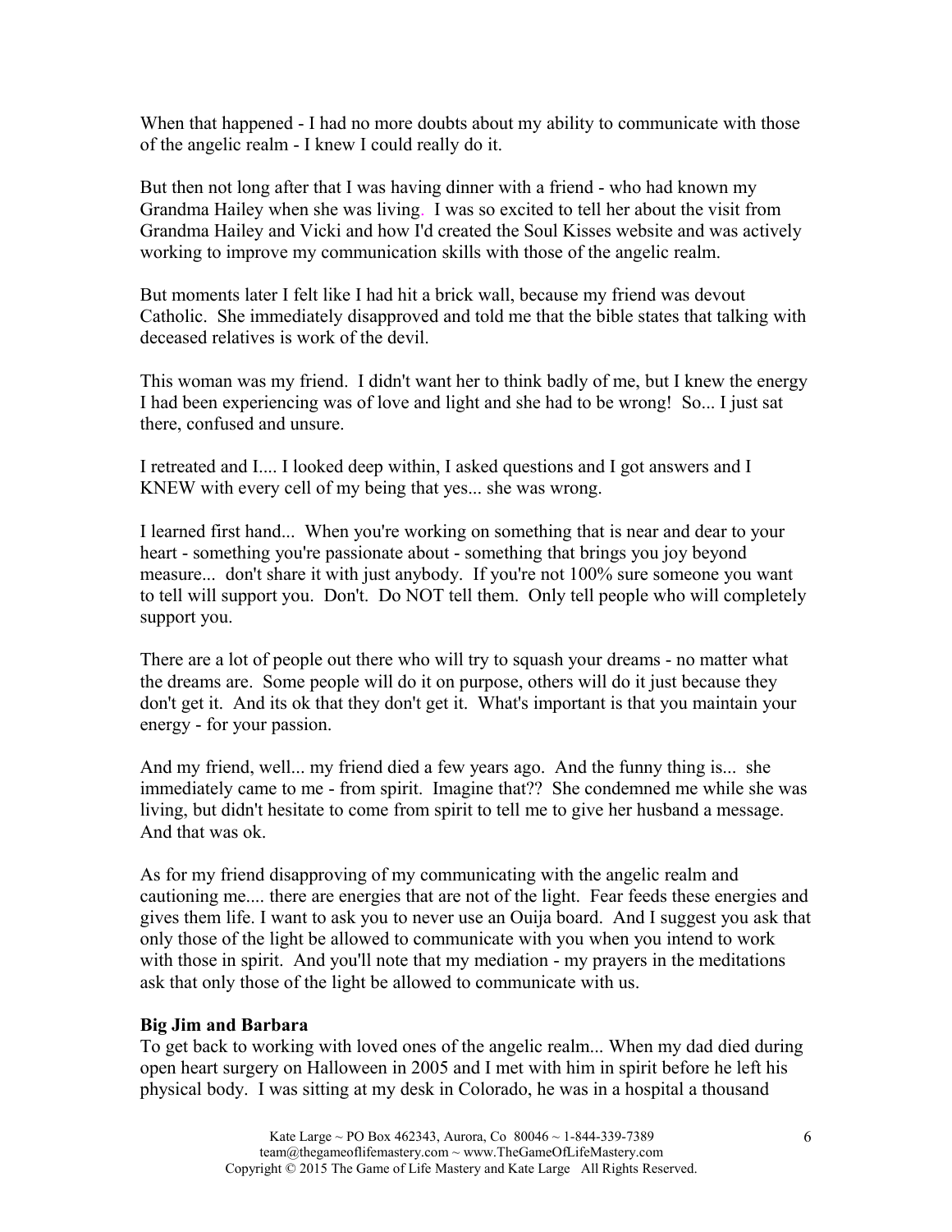When that happened - I had no more doubts about my ability to communicate with those of the angelic realm - I knew I could really do it.

But then not long after that I was having dinner with a friend - who had known my Grandma Hailey when she was living. I was so excited to tell her about the visit from Grandma Hailey and Vicki and how I'd created the Soul Kisses website and was actively working to improve my communication skills with those of the angelic realm.

But moments later I felt like I had hit a brick wall, because my friend was devout Catholic. She immediately disapproved and told me that the bible states that talking with deceased relatives is work of the devil.

This woman was my friend. I didn't want her to think badly of me, but I knew the energy I had been experiencing was of love and light and she had to be wrong! So... I just sat there, confused and unsure.

I retreated and I.... I looked deep within, I asked questions and I got answers and I KNEW with every cell of my being that yes... she was wrong.

I learned first hand... When you're working on something that is near and dear to your heart - something you're passionate about - something that brings you joy beyond measure... don't share it with just anybody. If you're not 100% sure someone you want to tell will support you. Don't. Do NOT tell them. Only tell people who will completely support you.

There are a lot of people out there who will try to squash your dreams - no matter what the dreams are. Some people will do it on purpose, others will do it just because they don't get it. And its ok that they don't get it. What's important is that you maintain your energy - for your passion.

And my friend, well... my friend died a few years ago. And the funny thing is... she immediately came to me - from spirit. Imagine that?? She condemned me while she was living, but didn't hesitate to come from spirit to tell me to give her husband a message. And that was ok.

As for my friend disapproving of my communicating with the angelic realm and cautioning me.... there are energies that are not of the light. Fear feeds these energies and gives them life. I want to ask you to never use an Ouija board. And I suggest you ask that only those of the light be allowed to communicate with you when you intend to work with those in spirit. And you'll note that my mediation - my prayers in the meditations ask that only those of the light be allowed to communicate with us.

**Big Jim and Barbara**

To get back to working with loved ones of the angelic realm... When my dad died during open heart surgery on Halloween in 2005 and I met with him in spirit before he left his physical body. I was sitting at my desk in Colorado, he was in a hospital a thousand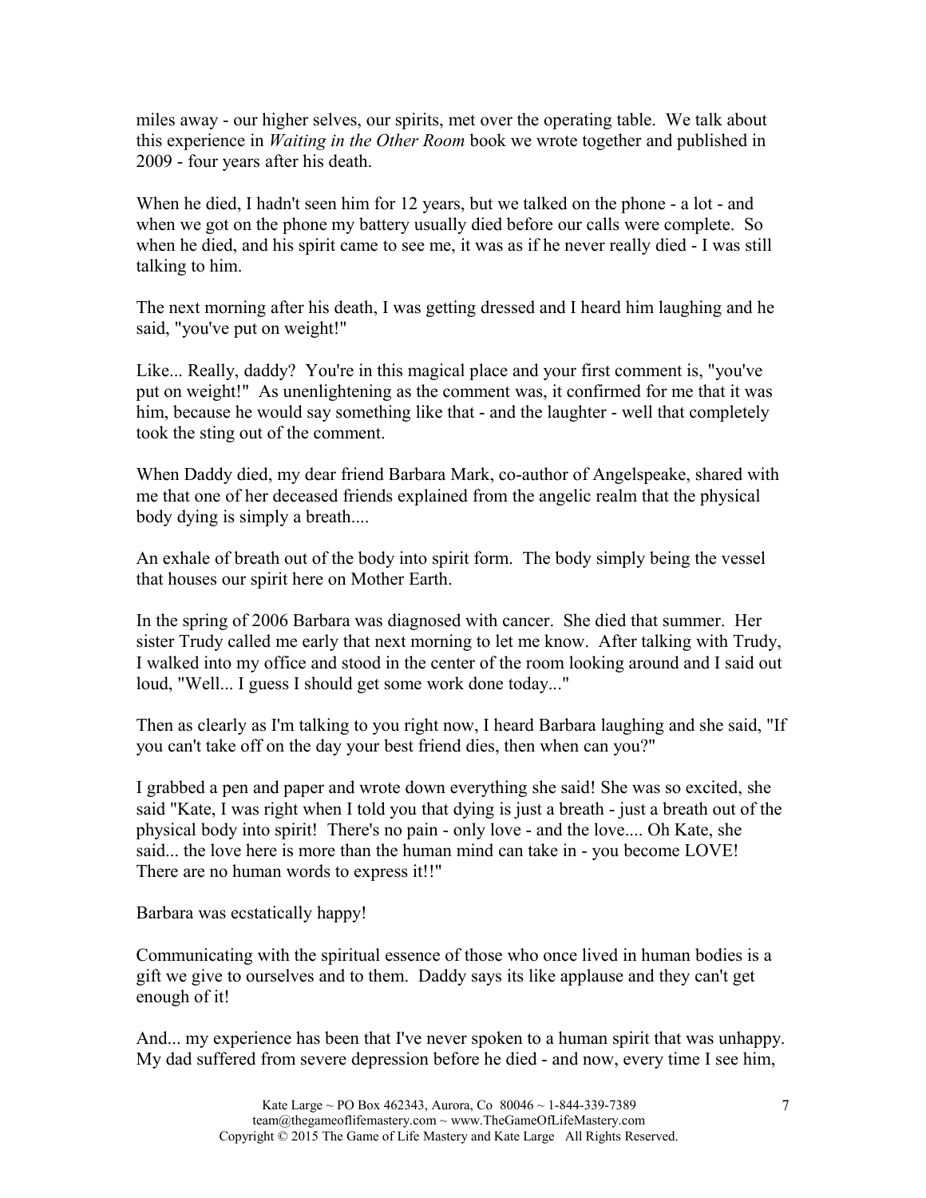miles away - our higher selves, our spirits, met over the operating table. We talk about this experience in *Waiting in the Other Room* book we wrote together and published in 2009 - four years after his death.

When he died, I hadn't seen him for 12 years, but we talked on the phone - a lot - and when we got on the phone my battery usually died before our calls were complete. So when he died, and his spirit came to see me, it was as if he never really died - I was still talking to him.

The next morning after his death, I was getting dressed and I heard him laughing and he said, "you've put on weight!"

Like... Really, daddy? You're in this magical place and your first comment is, "you've put on weight!" As unenlightening as the comment was, it confirmed for me that it was him, because he would say something like that - and the laughter - well that completely took the sting out of the comment.

When Daddy died, my dear friend Barbara Mark, co-author of Angelspeake, shared with me that one of her deceased friends explained from the angelic realm that the physical body dying is simply a breath....

An exhale of breath out of the body into spirit form. The body simply being the vessel that houses our spirit here on Mother Earth.

In the spring of 2006 Barbara was diagnosed with cancer. She died that summer. Her sister Trudy called me early that next morning to let me know. After talking with Trudy, I walked into my office and stood in the center of the room looking around and I said out loud, "Well... I guess I should get some work done today..."

Then as clearly as I'm talking to you right now, I heard Barbara laughing and she said, "If you can't take off on the day your best friend dies, then when can you?"

I grabbed a pen and paper and wrote down everything she said! She was so excited, she said "Kate, I was right when I told you that dying is just a breath - just a breath out of the physical body into spirit! There's no pain - only love - and the love.... Oh Kate, she said... the love here is more than the human mind can take in - you become LOVE! There are no human words to express it!!"

Barbara was ecstatically happy!

Communicating with the spiritual essence of those who once lived in human bodies is a gift we give to ourselves and to them. Daddy says its like applause and they can't get enough of it!

And... my experience has been that I've never spoken to a human spirit that was unhappy. My dad suffered from severe depression before he died - and now, every time I see him,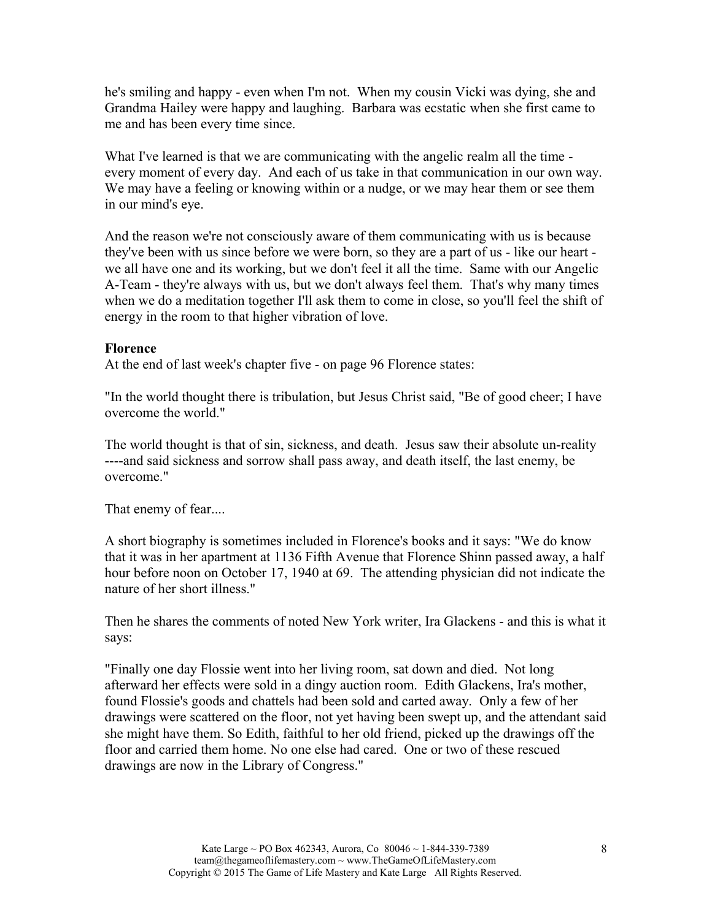he's smiling and happy - even when I'm not. When my cousin Vicki was dying, she and Grandma Hailey were happy and laughing. Barbara was ecstatic when she first came to me and has been every time since.

What I've learned is that we are communicating with the angelic realm all the time - every moment of every day. And each of us take in that communication in our own way. We may have a feeling or knowing within or a nudge, or we may hear them or see them in our mind's eye.

And the reason we're not consciously aware of them communicating with us is because they've been with us since before we were born, so they are a part of us - like our heart - we all have one and its working, but we don't feel it all the time. Same with our Angelic A-Team - they're always with us, but we don't always feel them. That's why many times when we do a meditation together I'll ask them to come in close, so you'll feel the shift of energy in the room to that higher vibration of love.

**Florence**

At the end of last week's chapter five - on page 96 Florence states:

"In the world thought there is tribulation, but Jesus Christ said, "Be of good cheer; I have overcome the world."

The world thought is that of sin, sickness, and death. Jesus saw their absolute un-reality ----and said sickness and sorrow shall pass away, and death itself, the last enemy, be overcome."

That enemy of fear....

A short biography is sometimes included in Florence's books and it says: "We do know that it was in her apartment at 1136 Fifth Avenue that Florence Shinn passed away, a half hour before noon on October 17, 1940 at 69. The attending physician did not indicate the nature of her short illness."

Then he shares the comments of noted New York writer, Ira Glackens - and this is what it says:

"Finally one day Flossie went into her living room, sat down and died. Not long afterward her effects were sold in a dingy auction room. Edith Glackens, Ira's mother, found Flossie's goods and chattels had been sold and carted away. Only a few of her drawings were scattered on the floor, not yet having been swept up, and the attendant said she might have them. So Edith, faithful to her old friend, picked up the drawings off the floor and carried them home. No one else had cared. One or two of these rescued drawings are now in the Library of Congress."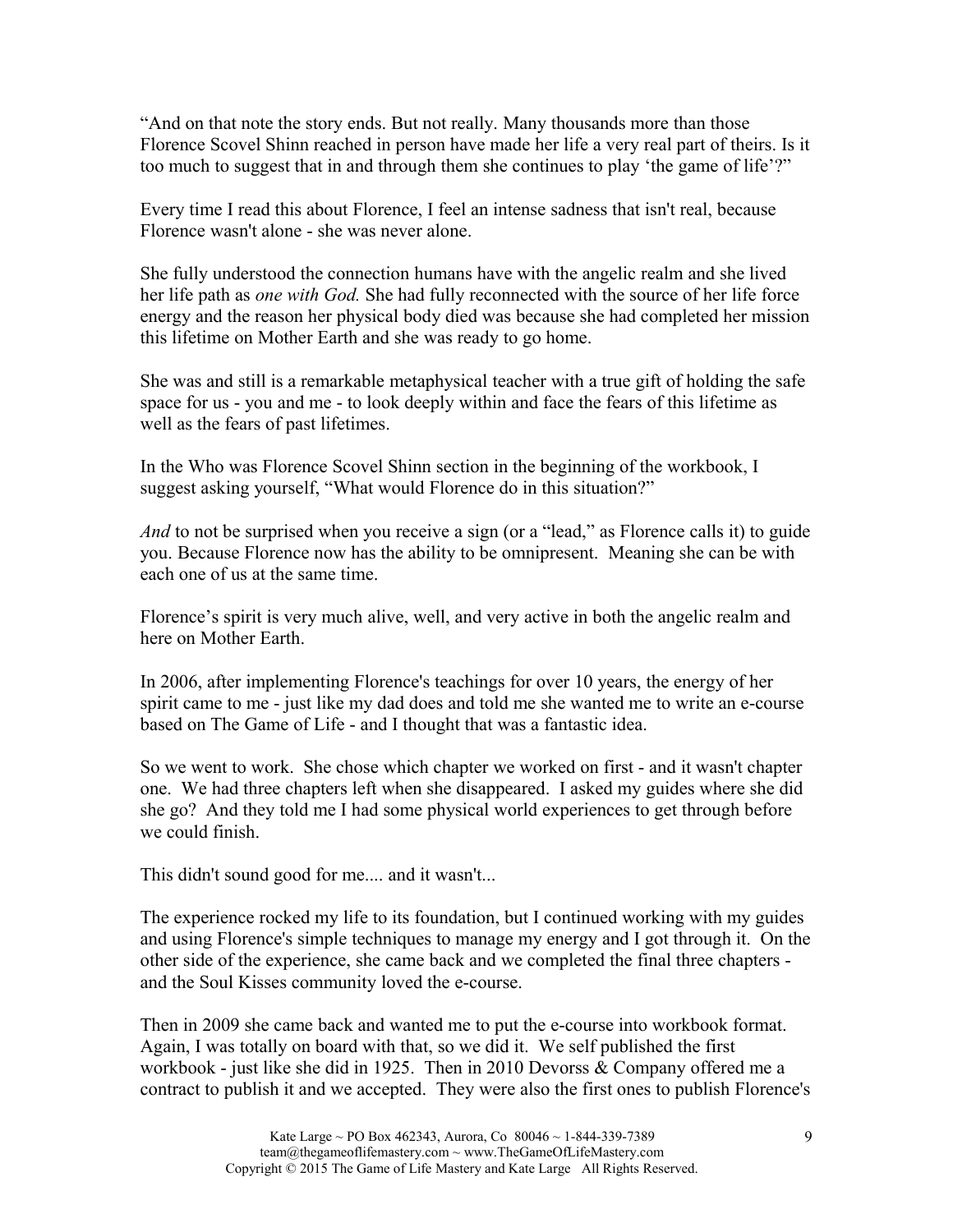"And on that note the story ends. But not really. Many thousands more than those Florence Scovel Shinn reached in person have made her life a very real part of theirs. Is it too much to suggest that in and through them she continues to play 'the game of life'?"

Every time I read this about Florence, I feel an intense sadness that isn't real, because Florence wasn't alone - she was never alone.

She fully understood the connection humans have with the angelic realm and she lived her life path as *one with God.* She had fully reconnected with the source of her life force energy and the reason her physical body died was because she had completed her mission this lifetime on Mother Earth and she was ready to go home.

She was and still is a remarkable metaphysical teacher with a true gift of holding the safe space for us - you and me - to look deeply within and face the fears of this lifetime as well as the fears of past lifetimes.

In the Who was Florence Scovel Shinn section in the beginning of the workbook, I suggest asking yourself, "What would Florence do in this situation?"

*And* to not be surprised when you receive a sign (or a "lead," as Florence calls it) to guide you. Because Florence now has the ability to be omnipresent. Meaning she can be with each one of us at the same time.

Florence's spirit is very much alive, well, and very active in both the angelic realm and here on Mother Earth.

In 2006, after implementing Florence's teachings for over 10 years, the energy of her spirit came to me - just like my dad does and told me she wanted me to write an e-course based on The Game of Life - and I thought that was a fantastic idea.

So we went to work. She chose which chapter we worked on first - and it wasn't chapter one. We had three chapters left when she disappeared. I asked my guides where she did she go? And they told me I had some physical world experiences to get through before we could finish.

This didn't sound good for me.... and it wasn't...

The experience rocked my life to its foundation, but I continued working with my guides and using Florence's simple techniques to manage my energy and I got through it. On the other side of the experience, she came back and we completed the final three chapters - and the Soul Kisses community loved the e-course.

Then in 2009 she came back and wanted me to put the e-course into workbook format. Again, I was totally on board with that, so we did it. We self published the first workbook - just like she did in 1925. Then in 2010 Devorss & Company offered me a contract to publish it and we accepted. They were also the first ones to publish Florence's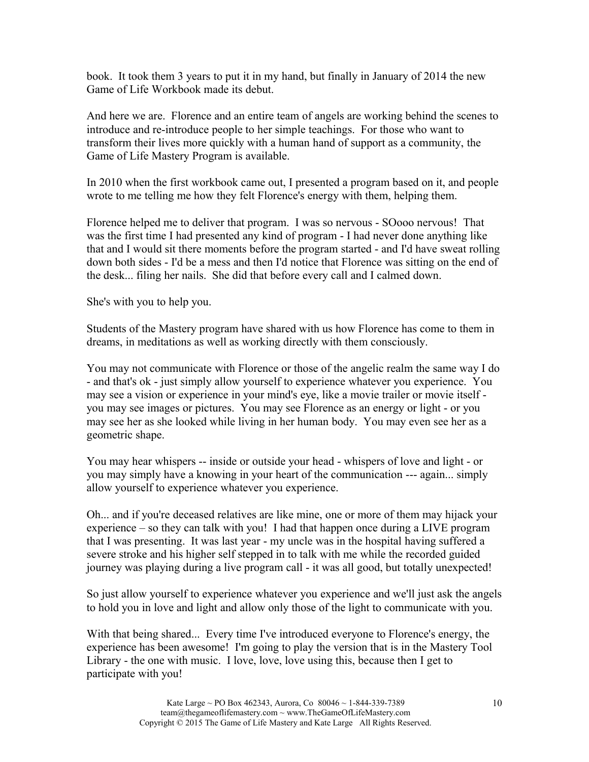book. It took them 3 years to put it in my hand, but finally in January of 2014 the new Game of Life Workbook made its debut.

And here we are. Florence and an entire team of angels are working behind the scenes to introduce and re-introduce people to her simple teachings. For those who want to transform their lives more quickly with a human hand of support as a community, the Game of Life Mastery Program is available.

In 2010 when the first workbook came out, I presented a program based on it, and people wrote to me telling me how they felt Florence's energy with them, helping them.

Florence helped me to deliver that program. I was so nervous - SOooo nervous! That was the first time I had presented any kind of program - I had never done anything like that and I would sit there moments before the program started - and I'd have sweat rolling down both sides - I'd be a mess and then I'd notice that Florence was sitting on the end of the desk... filing her nails. She did that before every call and I calmed down.

She's with you to help you.

Students of the Mastery program have shared with us how Florence has come to them in dreams, in meditations as well as working directly with them consciously.

You may not communicate with Florence or those of the angelic realm the same way I do - and that's ok - just simply allow yourself to experience whatever you experience. You may see a vision or experience in your mind's eye, like a movie trailer or movie itself - you may see images or pictures. You may see Florence as an energy or light - or you may see her as she looked while living in her human body. You may even see her as a geometric shape.

You may hear whispers -- inside or outside your head - whispers of love and light - or you may simply have a knowing in your heart of the communication --- again... simply allow yourself to experience whatever you experience.

Oh... and if you're deceased relatives are like mine, one or more of them may hijack your experience – so they can talk with you! I had that happen once during a LIVE program that I was presenting. It was last year - my uncle was in the hospital having suffered a severe stroke and his higher self stepped in to talk with me while the recorded guided journey was playing during a live program call - it was all good, but totally unexpected!

So just allow yourself to experience whatever you experience and we'll just ask the angels to hold you in love and light and allow only those of the light to communicate with you.

With that being shared... Every time I've introduced everyone to Florence's energy, the experience has been awesome! I'm going to play the version that is in the Mastery Tool Library - the one with music. I love, love, love using this, because then I get to participate with you!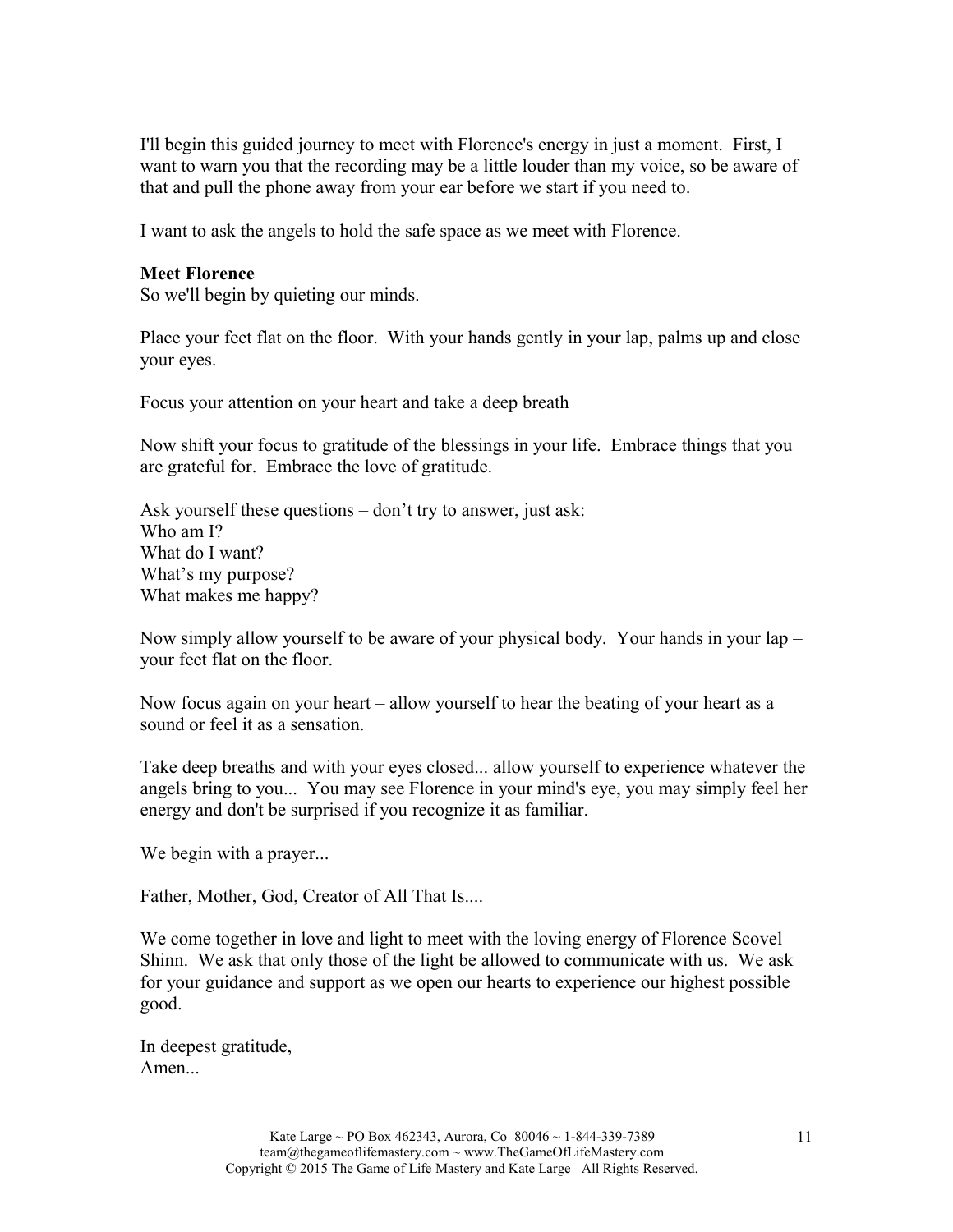I'll begin this guided journey to meet with Florence's energy in just a moment. First, I want to warn you that the recording may be a little louder than my voice, so be aware of that and pull the phone away from your ear before we start if you need to.

I want to ask the angels to hold the safe space as we meet with Florence.

**Meet Florence**

So we'll begin by quieting our minds.

Place your feet flat on the floor. With your hands gently in your lap, palms up and close your eyes.

Focus your attention on your heart and take a deep breath

Now shift your focus to gratitude of the blessings in your life. Embrace things that you are grateful for. Embrace the love of gratitude.

Ask yourself these questions – don't try to answer, just ask:
Who am I?
What do I want?
What's my purpose?
What makes me happy?

Now simply allow yourself to be aware of your physical body. Your hands in your lap – your feet flat on the floor.

Now focus again on your heart – allow yourself to hear the beating of your heart as a sound or feel it as a sensation.

Take deep breaths and with your eyes closed... allow yourself to experience whatever the angels bring to you... You may see Florence in your mind's eye, you may simply feel her energy and don't be surprised if you recognize it as familiar.

We begin with a prayer...

Father, Mother, God, Creator of All That Is....

We come together in love and light to meet with the loving energy of Florence Scovel Shinn. We ask that only those of the light be allowed to communicate with us. We ask for your guidance and support as we open our hearts to experience our highest possible good.

In deepest gratitude,
Amen...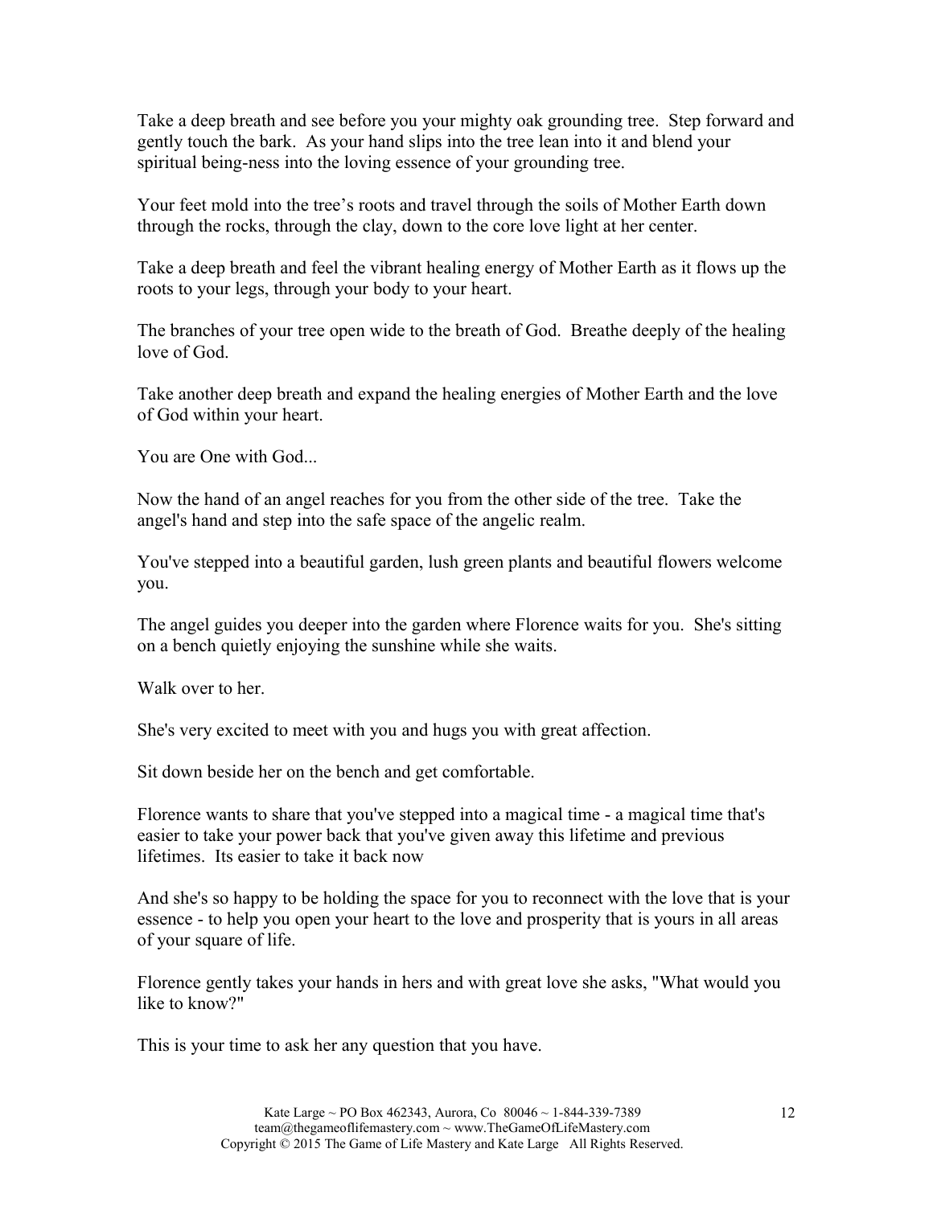Take a deep breath and see before you your mighty oak grounding tree. Step forward and gently touch the bark. As your hand slips into the tree lean into it and blend your spiritual being-ness into the loving essence of your grounding tree.

Your feet mold into the tree's roots and travel through the soils of Mother Earth down through the rocks, through the clay, down to the core love light at her center.

Take a deep breath and feel the vibrant healing energy of Mother Earth as it flows up the roots to your legs, through your body to your heart.

The branches of your tree open wide to the breath of God. Breathe deeply of the healing love of God.

Take another deep breath and expand the healing energies of Mother Earth and the love of God within your heart.

You are One with God...

Now the hand of an angel reaches for you from the other side of the tree. Take the angel's hand and step into the safe space of the angelic realm.

You've stepped into a beautiful garden, lush green plants and beautiful flowers welcome you.

The angel guides you deeper into the garden where Florence waits for you. She's sitting on a bench quietly enjoying the sunshine while she waits.

Walk over to her.

She's very excited to meet with you and hugs you with great affection.

Sit down beside her on the bench and get comfortable.

Florence wants to share that you've stepped into a magical time - a magical time that's easier to take your power back that you've given away this lifetime and previous lifetimes. Its easier to take it back now

And she's so happy to be holding the space for you to reconnect with the love that is your essence - to help you open your heart to the love and prosperity that is yours in all areas of your square of life.

Florence gently takes your hands in hers and with great love she asks, "What would you like to know?"

This is your time to ask her any question that you have.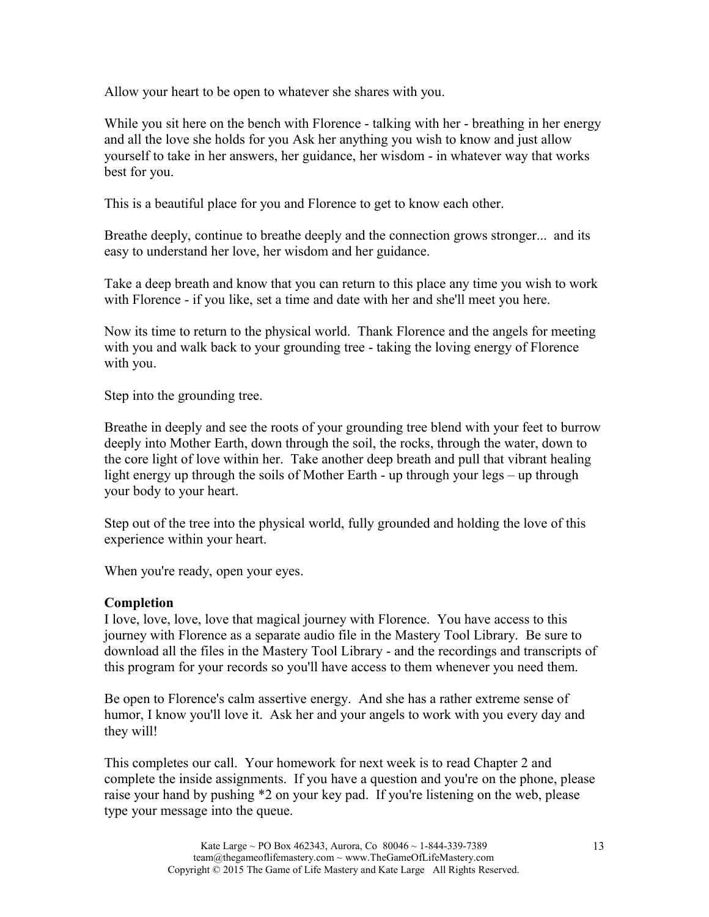Allow your heart to be open to whatever she shares with you.

While you sit here on the bench with Florence - talking with her - breathing in her energy and all the love she holds for you Ask her anything you wish to know and just allow yourself to take in her answers, her guidance, her wisdom - in whatever way that works best for you.

This is a beautiful place for you and Florence to get to know each other.

Breathe deeply, continue to breathe deeply and the connection grows stronger... and its easy to understand her love, her wisdom and her guidance.

Take a deep breath and know that you can return to this place any time you wish to work with Florence - if you like, set a time and date with her and she'll meet you here.

Now its time to return to the physical world. Thank Florence and the angels for meeting with you and walk back to your grounding tree - taking the loving energy of Florence with you.

Step into the grounding tree.

Breathe in deeply and see the roots of your grounding tree blend with your feet to burrow deeply into Mother Earth, down through the soil, the rocks, through the water, down to the core light of love within her. Take another deep breath and pull that vibrant healing light energy up through the soils of Mother Earth - up through your legs – up through your body to your heart.

Step out of the tree into the physical world, fully grounded and holding the love of this experience within your heart.

When you're ready, open your eyes.

**Completion**

I love, love, love, love that magical journey with Florence. You have access to this journey with Florence as a separate audio file in the Mastery Tool Library. Be sure to download all the files in the Mastery Tool Library - and the recordings and transcripts of this program for your records so you'll have access to them whenever you need them.

Be open to Florence's calm assertive energy. And she has a rather extreme sense of humor, I know you'll love it. Ask her and your angels to work with you every day and they will!

This completes our call. Your homework for next week is to read Chapter 2 and complete the inside assignments. If you have a question and you're on the phone, please raise your hand by pushing *2 on your key pad. If you're listening on the web, please type your message into the queue.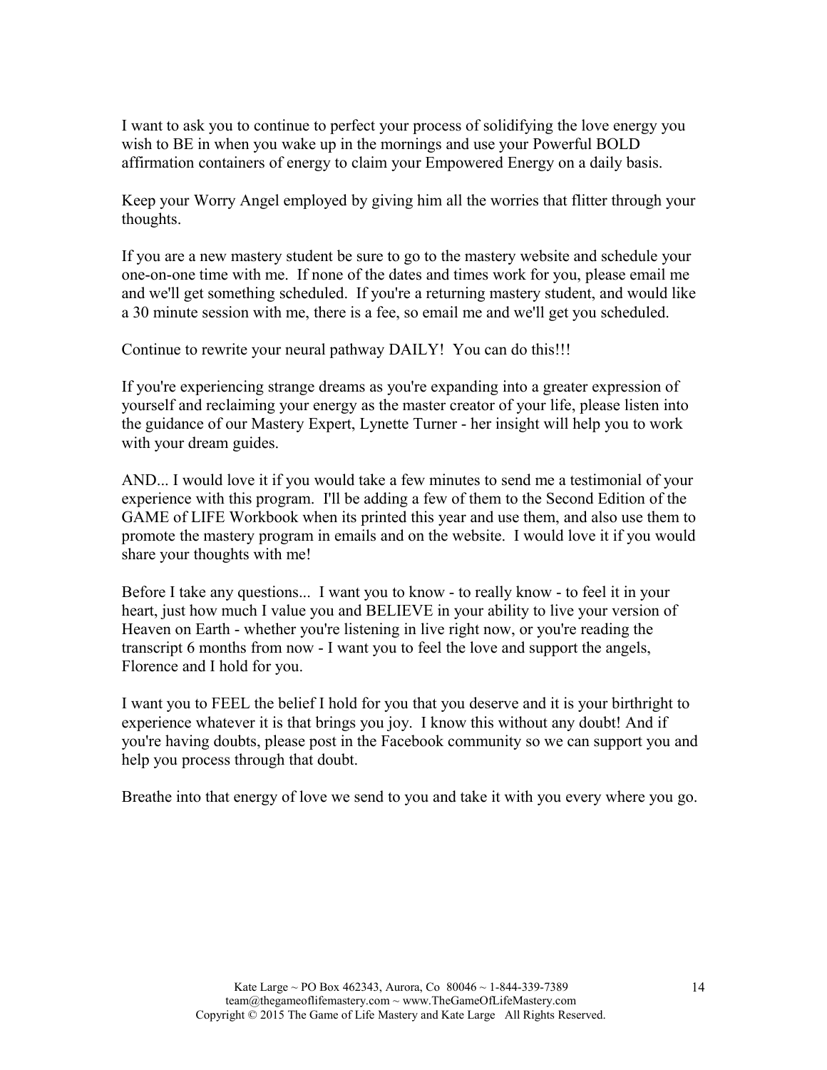I want to ask you to continue to perfect your process of solidifying the love energy you wish to BE in when you wake up in the mornings and use your Powerful BOLD affirmation containers of energy to claim your Empowered Energy on a daily basis.

Keep your Worry Angel employed by giving him all the worries that flitter through your thoughts.

If you are a new mastery student be sure to go to the mastery website and schedule your one-on-one time with me. If none of the dates and times work for you, please email me and we'll get something scheduled. If you're a returning mastery student, and would like a 30 minute session with me, there is a fee, so email me and we'll get you scheduled.

Continue to rewrite your neural pathway DAILY! You can do this!!!

If you're experiencing strange dreams as you're expanding into a greater expression of yourself and reclaiming your energy as the master creator of your life, please listen into the guidance of our Mastery Expert, Lynette Turner - her insight will help you to work with your dream guides.

AND... I would love it if you would take a few minutes to send me a testimonial of your experience with this program. I'll be adding a few of them to the Second Edition of the GAME of LIFE Workbook when its printed this year and use them, and also use them to promote the mastery program in emails and on the website. I would love it if you would share your thoughts with me!

Before I take any questions... I want you to know - to really know - to feel it in your heart, just how much I value you and BELIEVE in your ability to live your version of Heaven on Earth - whether you're listening in live right now, or you're reading the transcript 6 months from now - I want you to feel the love and support the angels, Florence and I hold for you.

I want you to FEEL the belief I hold for you that you deserve and it is your birthright to experience whatever it is that brings you joy. I know this without any doubt! And if you're having doubts, please post in the Facebook community so we can support you and help you process through that doubt.

Breathe into that energy of love we send to you and take it with you every where you go.